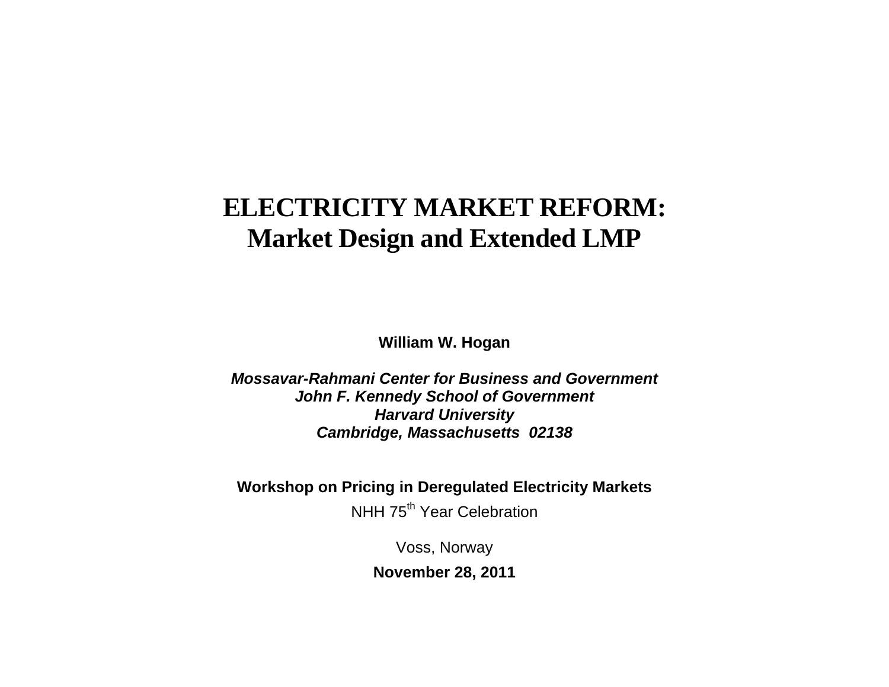# ELECTRICITY MARKET REFORM:
# Market Design and Extended LMP

**William W. Hogan**

***Mossavar-Rahmani Center for Business and Government***
***John F. Kennedy School of Government***
***Harvard University***
***Cambridge, Massachusetts 02138***

**Workshop on Pricing in Deregulated Electricity Markets**

NHH 75th Year Celebration

Voss, Norway

**November 28, 2011**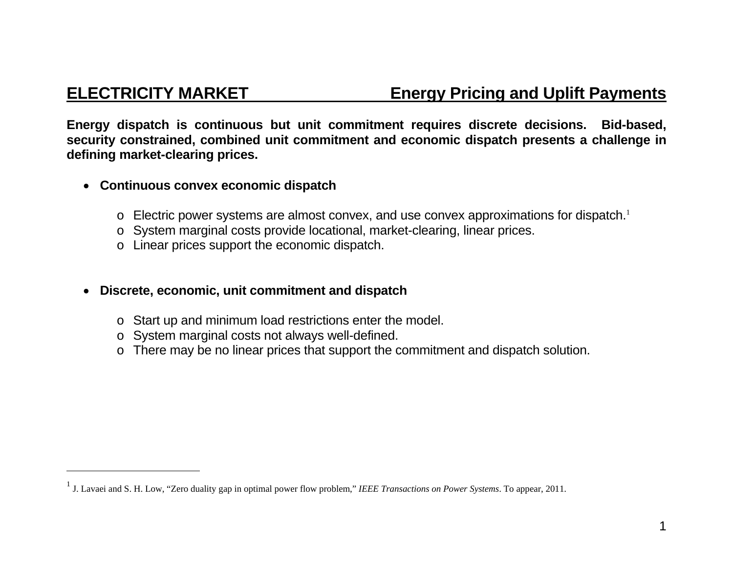## ELECTRICITY MARKET — Energy Pricing and Uplift Payments

**Energy dispatch is continuous but unit commitment requires discrete decisions. Bid-based, security constrained, combined unit commitment and economic dispatch presents a challenge in defining market-clearing prices.**

- **Continuous convex economic dispatch**
  - Electric power systems are almost convex, and use convex approximations for dispatch.[1]
  - System marginal costs provide locational, market-clearing, linear prices.
  - Linear prices support the economic dispatch.

- **Discrete, economic, unit commitment and dispatch**
  - Start up and minimum load restrictions enter the model.
  - System marginal costs not always well-defined.
  - There may be no linear prices that support the commitment and dispatch solution.

---

[1] J. Lavaei and S. H. Low, "Zero duality gap in optimal power flow problem," *IEEE Transactions on Power Systems*. To appear, 2011.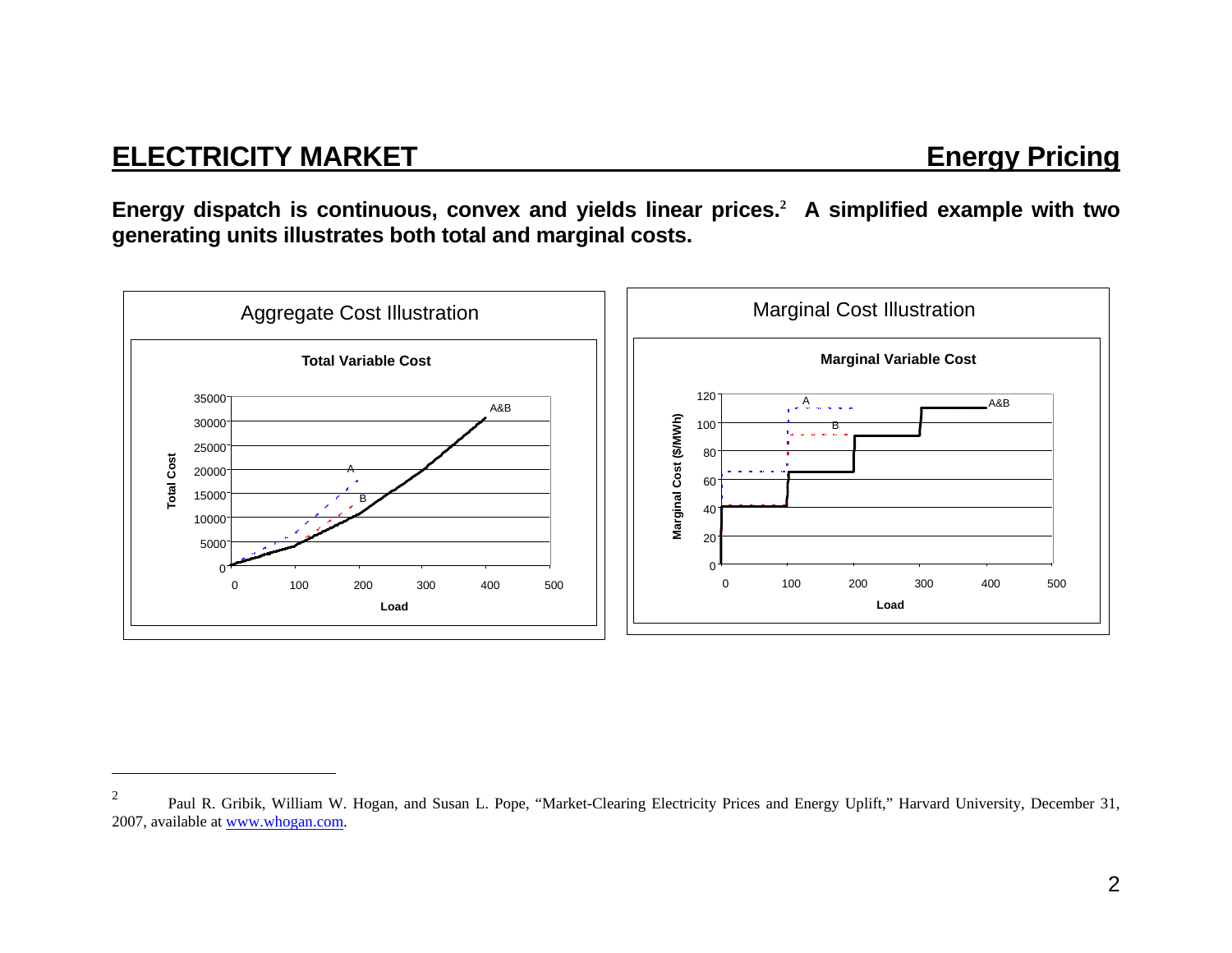## ELECTRICITY MARKET — Energy Pricing

**Energy dispatch is continuous, convex and yields linear prices.[2] A simplified example with two generating units illustrates both total and marginal costs.**

Aggregate Cost Illustration

Marginal Cost Illustration

[2] Paul R. Gribik, William W. Hogan, and Susan L. Pope, "Market-Clearing Electricity Prices and Energy Uplift," Harvard University, December 31, 2007, available at www.whogan.com.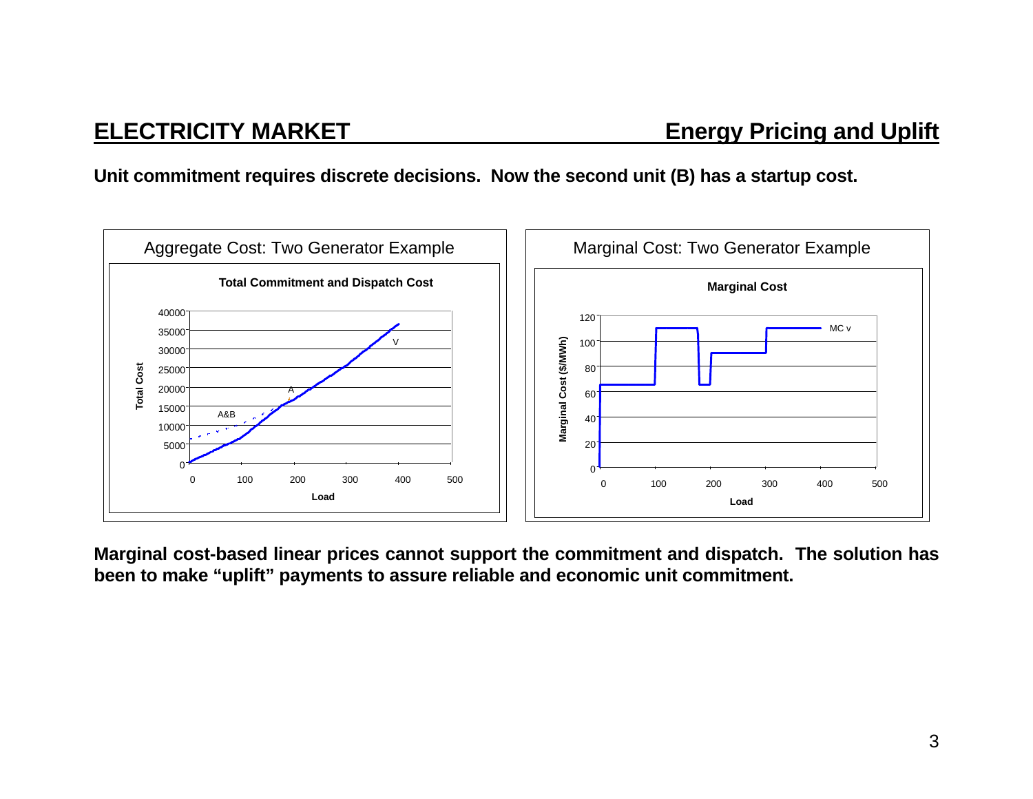## ELECTRICITY MARKET — Energy Pricing and Uplift

**Unit commitment requires discrete decisions. Now the second unit (B) has a startup cost.**

Aggregate Cost: Two Generator Example

**Total Commitment and Dispatch Cost**

Marginal Cost: Two Generator Example

**Marginal Cost**

**Marginal cost-based linear prices cannot support the commitment and dispatch. The solution has been to make "uplift" payments to assure reliable and economic unit commitment.**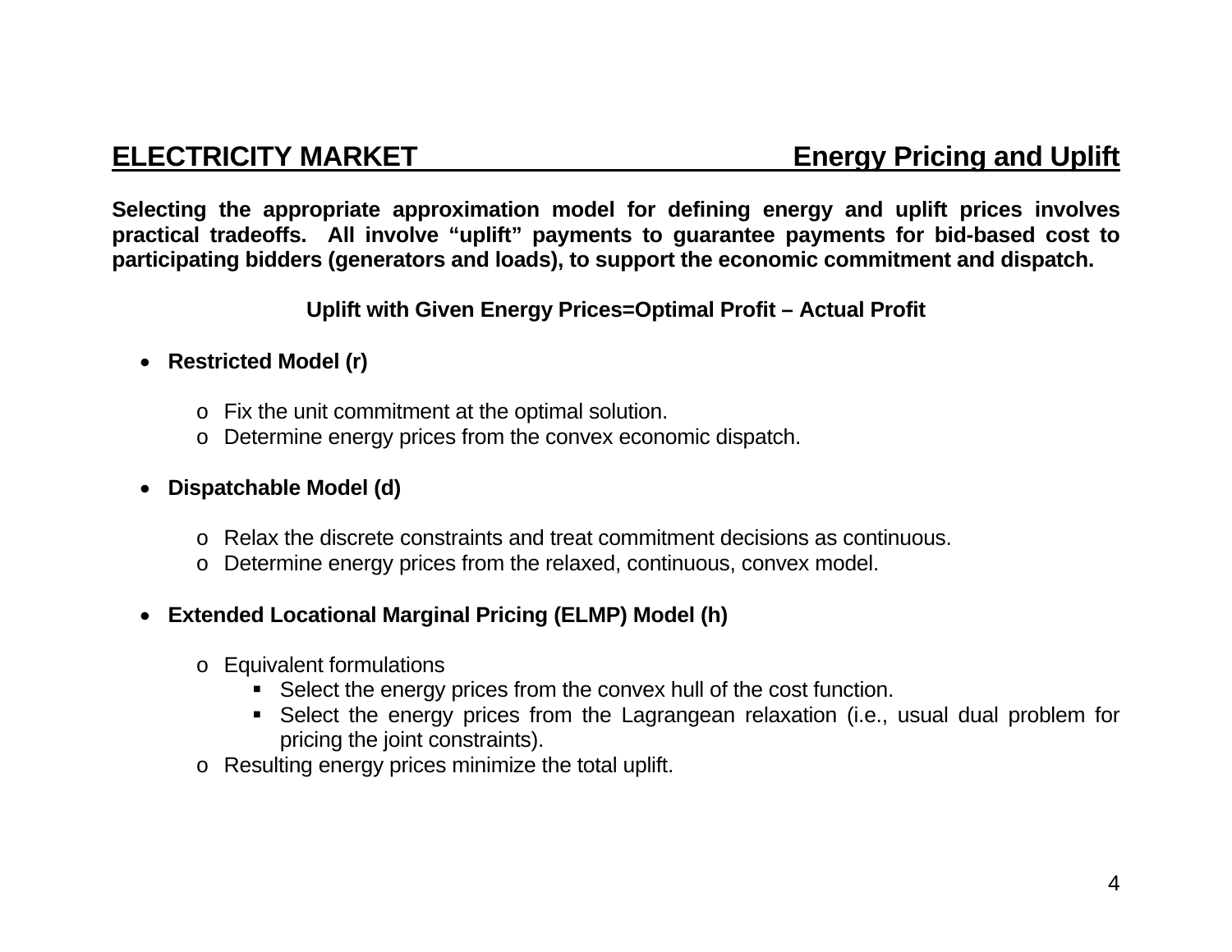## ELECTRICITY MARKET — Energy Pricing and Uplift

**Selecting the appropriate approximation model for defining energy and uplift prices involves practical tradeoffs. All involve "uplift" payments to guarantee payments for bid-based cost to participating bidders (generators and loads), to support the economic commitment and dispatch.**

**Uplift with Given Energy Prices=Optimal Profit – Actual Profit**

- **Restricted Model (r)**
  - Fix the unit commitment at the optimal solution.
  - Determine energy prices from the convex economic dispatch.

- **Dispatchable Model (d)**
  - Relax the discrete constraints and treat commitment decisions as continuous.
  - Determine energy prices from the relaxed, continuous, convex model.

- **Extended Locational Marginal Pricing (ELMP) Model (h)**
  - Equivalent formulations
    - Select the energy prices from the convex hull of the cost function.
    - Select the energy prices from the Lagrangean relaxation (i.e., usual dual problem for pricing the joint constraints).
  - Resulting energy prices minimize the total uplift.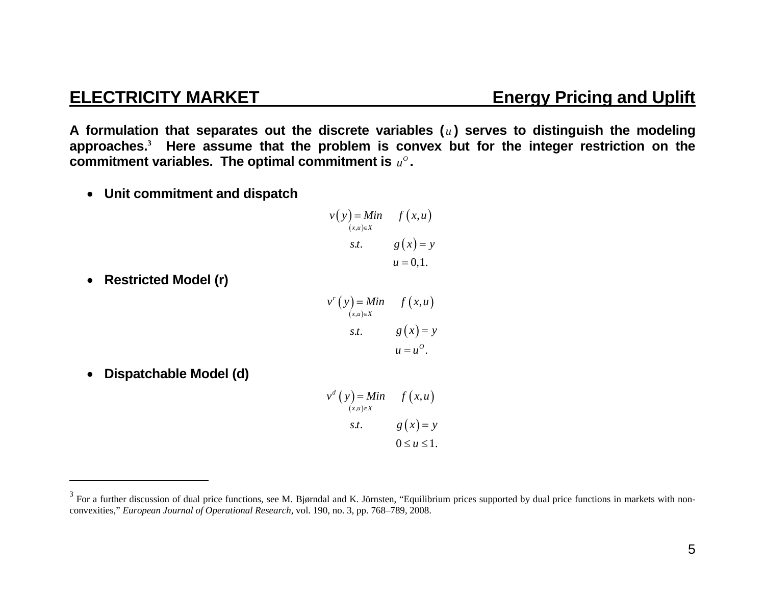## ELECTRICITY MARKET — Energy Pricing and Uplift

**A formulation that separates out the discrete variables ($u$) serves to distinguish the modeling approaches.[3] Here assume that the problem is convex but for the integer restriction on the commitment variables. The optimal commitment is $u^O$.**

- **Unit commitment and dispatch**

$$
\begin{aligned}
v(y) = \underset{(x,u)\in X}{Min} \quad & f(x,u) \\
s.t. \quad & g(x) = y \\
& u = 0,1.
\end{aligned}
$$

- **Restricted Model (r)**

$$
\begin{aligned}
v^r(y) = \underset{(x,u)\in X}{Min} \quad & f(x,u) \\
s.t. \quad & g(x) = y \\
& u = u^O.
\end{aligned}
$$

- **Dispatchable Model (d)**

$$
\begin{aligned}
v^d(y) = \underset{(x,u)\in X}{Min} \quad & f(x,u) \\
s.t. \quad & g(x) = y \\
& 0 \le u \le 1.
\end{aligned}
$$

---

[3] For a further discussion of dual price functions, see M. Bjørndal and K. Jörnsten, "Equilibrium prices supported by dual price functions in markets with non-convexities," *European Journal of Operational Research*, vol. 190, no. 3, pp. 768–789, 2008.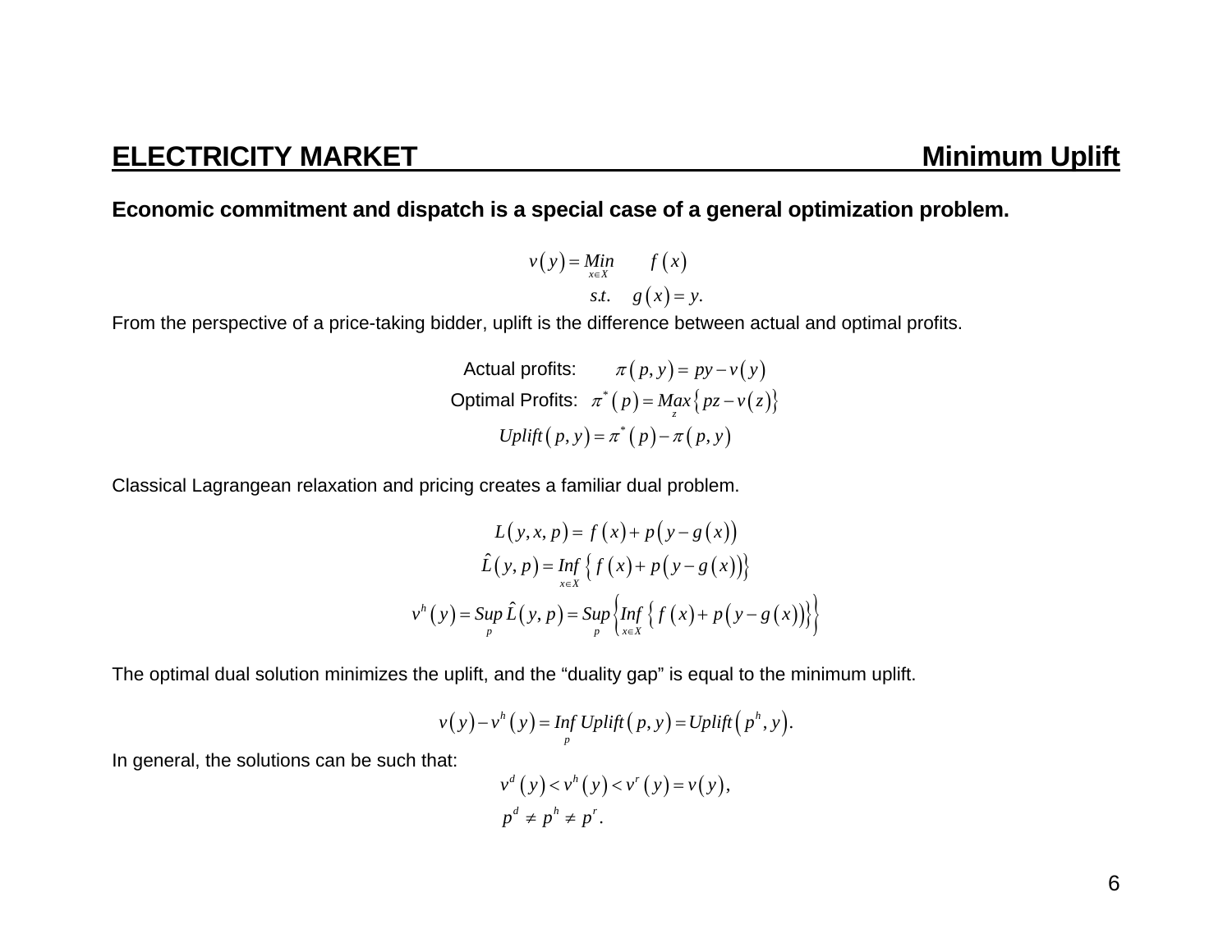## ELECTRICITY MARKET Minimum Uplift

**Economic commitment and dispatch is a special case of a general optimization problem.**

$$v(y) = \underset{x \in X}{Min} \quad f(x)$$
$$s.t. \quad g(x) = y.$$

From the perspective of a price-taking bidder, uplift is the difference between actual and optimal profits.

$$\text{Actual profits:} \quad \pi(p, y) = py - v(y)$$
$$\text{Optimal Profits:} \quad \pi^*(p) = \underset{z}{Max}\{pz - v(z)\}$$
$$Uplift(p, y) = \pi^*(p) - \pi(p, y)$$

Classical Lagrangean relaxation and pricing creates a familiar dual problem.

$$L(y, x, p) = f(x) + p(y - g(x))$$
$$\hat{L}(y, p) = \underset{x \in X}{Inf}\{f(x) + p(y - g(x))\}$$
$$v^h(y) = \underset{p}{Sup}\,\hat{L}(y, p) = \underset{p}{Sup}\left\{\underset{x \in X}{Inf}\{f(x) + p(y - g(x))\}\right\}$$

The optimal dual solution minimizes the uplift, and the "duality gap" is equal to the minimum uplift.

$$v(y) - v^h(y) = \underset{p}{Inf}\, Uplift(p, y) = Uplift(p^h, y).$$

In general, the solutions can be such that:

$$v^d(y) < v^h(y) < v^r(y) = v(y),$$
$$p^d \neq p^h \neq p^r.$$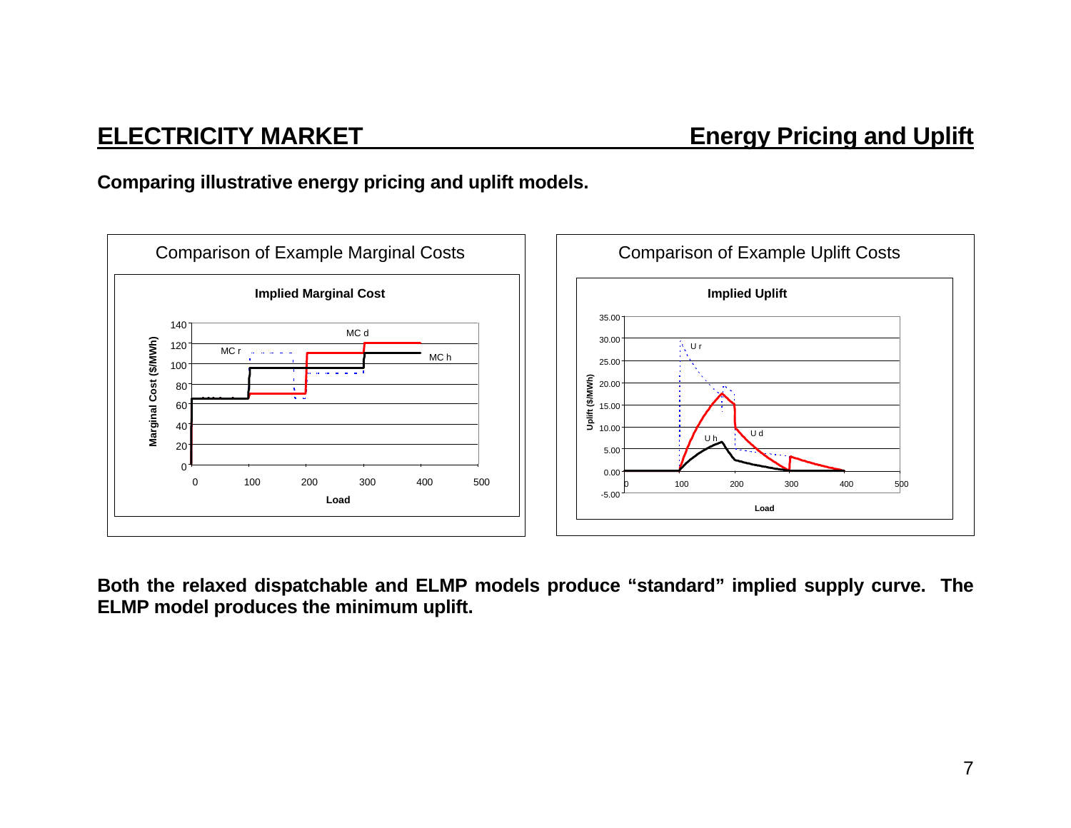**Comparing illustrative energy pricing and uplift models.**

Comparison of Example Marginal Costs

Comparison of Example Uplift Costs

**Both the relaxed dispatchable and ELMP models produce "standard" implied supply curve. The ELMP model produces the minimum uplift.**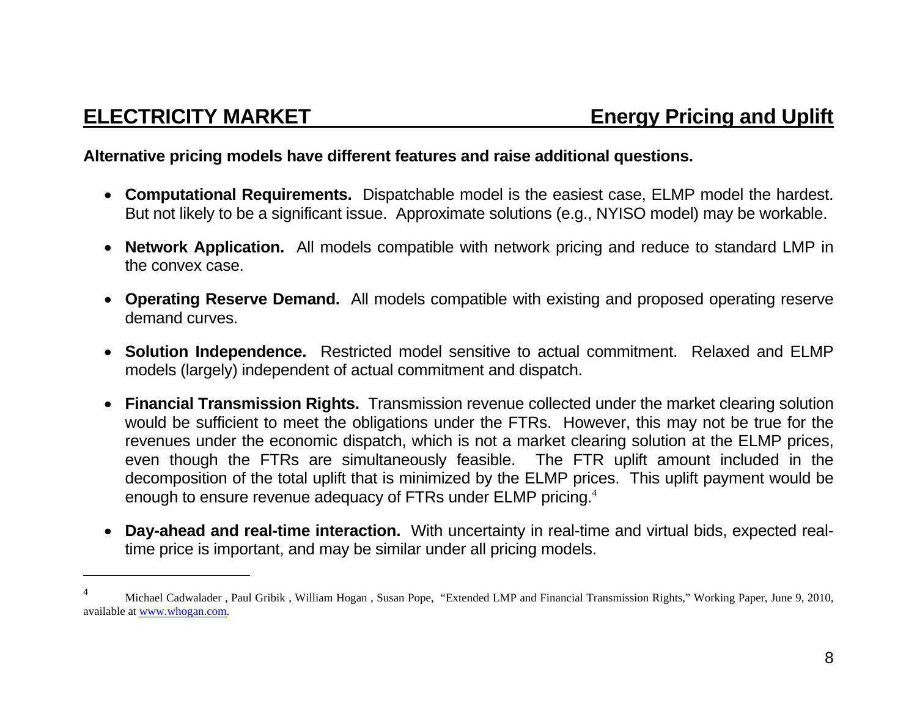## ELECTRICITY MARKET — Energy Pricing and Uplift

**Alternative pricing models have different features and raise additional questions.**

- **Computational Requirements.** Dispatchable model is the easiest case, ELMP model the hardest. But not likely to be a significant issue. Approximate solutions (e.g., NYISO model) may be workable.

- **Network Application.** All models compatible with network pricing and reduce to standard LMP in the convex case.

- **Operating Reserve Demand.** All models compatible with existing and proposed operating reserve demand curves.

- **Solution Independence.** Restricted model sensitive to actual commitment. Relaxed and ELMP models (largely) independent of actual commitment and dispatch.

- **Financial Transmission Rights.** Transmission revenue collected under the market clearing solution would be sufficient to meet the obligations under the FTRs. However, this may not be true for the revenues under the economic dispatch, which is not a market clearing solution at the ELMP prices, even though the FTRs are simultaneously feasible. The FTR uplift amount included in the decomposition of the total uplift that is minimized by the ELMP prices. This uplift payment would be enough to ensure revenue adequacy of FTRs under ELMP pricing.[4]

- **Day-ahead and real-time interaction.** With uncertainty in real-time and virtual bids, expected real-time price is important, and may be similar under all pricing models.

---

[4] Michael Cadwalader , Paul Gribik , William Hogan , Susan Pope, "Extended LMP and Financial Transmission Rights," Working Paper, June 9, 2010, available at www.whogan.com.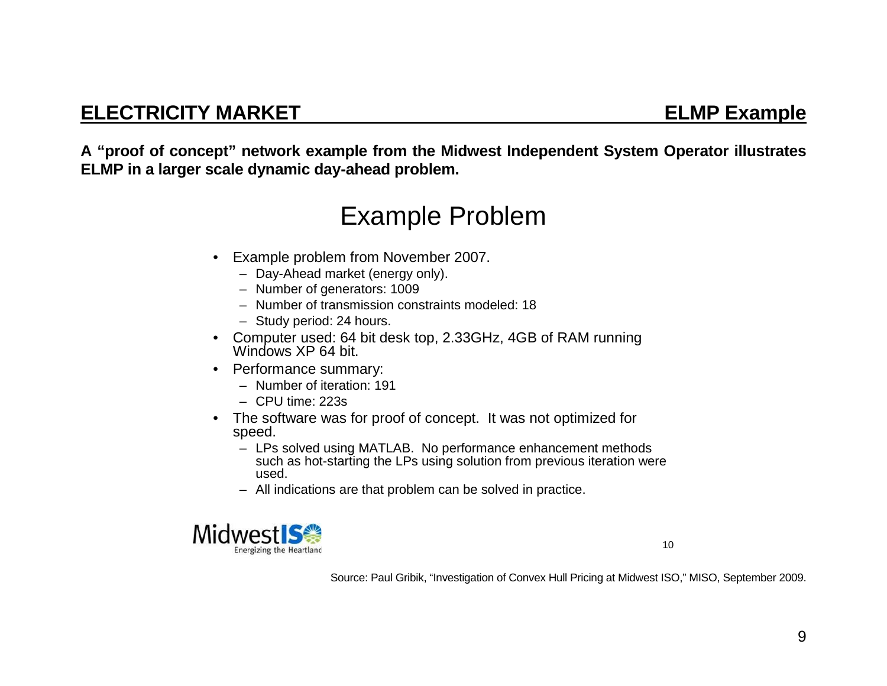## ELECTRICITY MARKET — ELMP Example

**A "proof of concept" network example from the Midwest Independent System Operator illustrates ELMP in a larger scale dynamic day-ahead problem.**

# Example Problem

- Example problem from November 2007.
  - Day-Ahead market (energy only).
  - Number of generators: 1009
  - Number of transmission constraints modeled: 18
  - Study period: 24 hours.
- Computer used: 64 bit desk top, 2.33GHz, 4GB of RAM running Windows XP 64 bit.
- Performance summary:
  - Number of iteration: 191
  - CPU time: 223s
- The software was for proof of concept. It was not optimized for speed.
  - LPs solved using MATLAB. No performance enhancement methods such as hot-starting the LPs using solution from previous iteration were used.
  - All indications are that problem can be solved in practice.

MidwestISO
Energizing the Heartland

10

Source: Paul Gribik, "Investigation of Convex Hull Pricing at Midwest ISO," MISO, September 2009.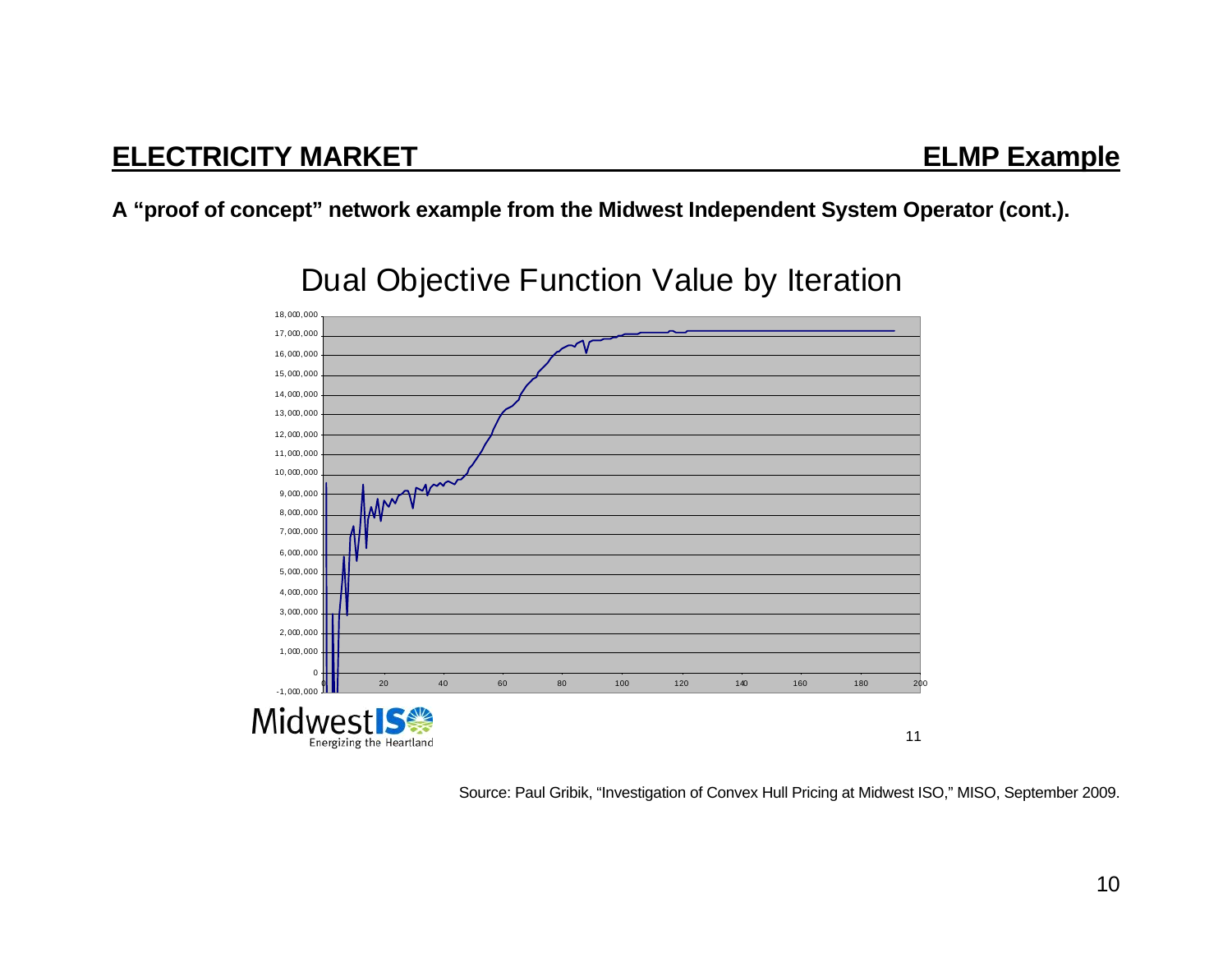## ELECTRICITY MARKET — ELMP Example

**A "proof of concept" network example from the Midwest Independent System Operator (cont.).**

Dual Objective Function Value by Iteration

Source: Paul Gribik, "Investigation of Convex Hull Pricing at Midwest ISO," MISO, September 2009.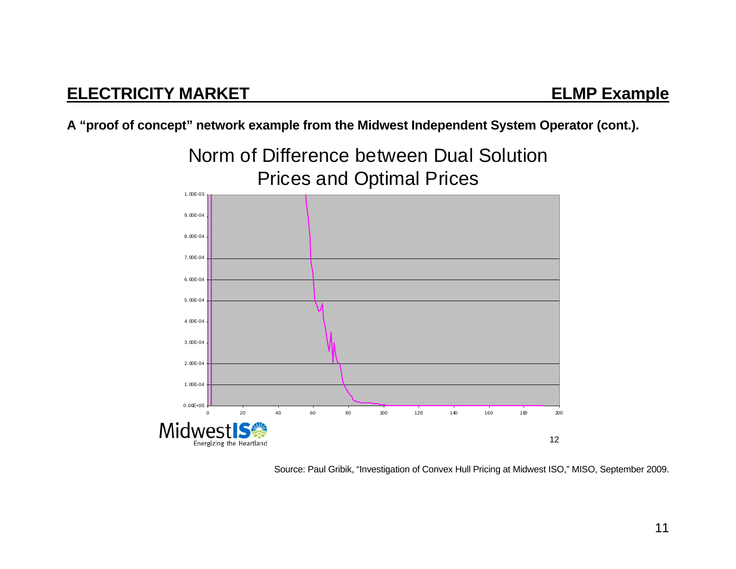## ELECTRICITY MARKET — ELMP Example

**A “proof of concept” network example from the Midwest Independent System Operator (cont.).**

Norm of Difference between Dual Solution Prices and Optimal Prices

Source: Paul Gribik, “Investigation of Convex Hull Pricing at Midwest ISO,” MISO, September 2009.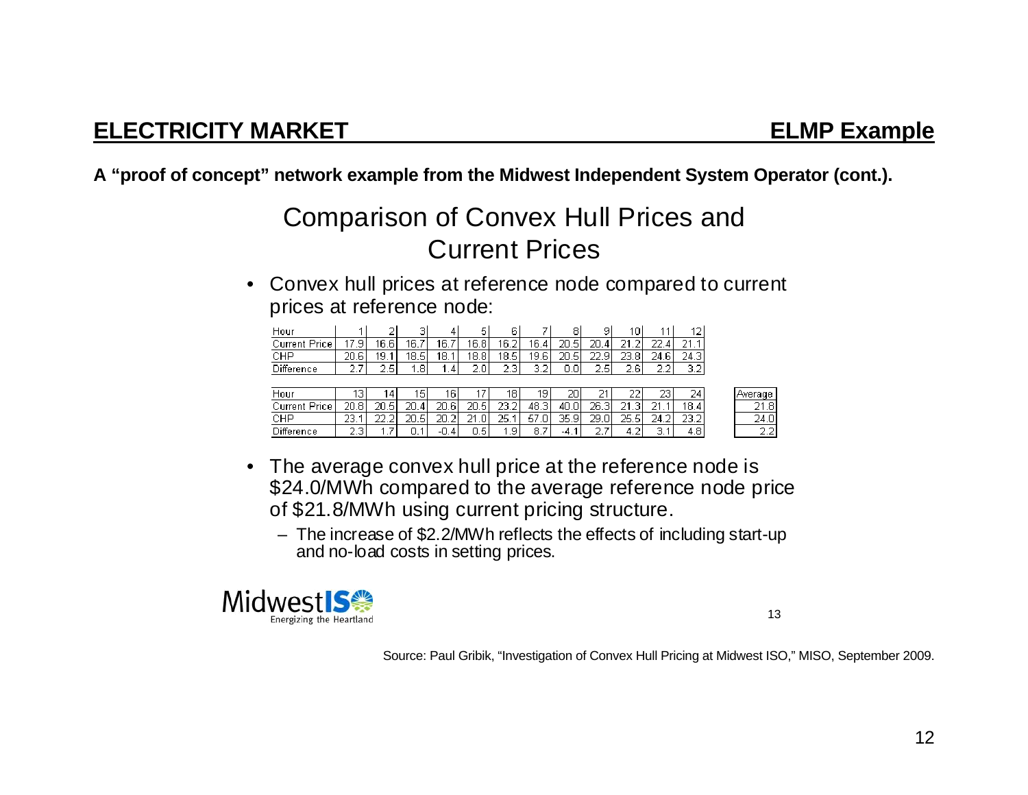## ELECTRICITY MARKET — ELMP Example

**A "proof of concept" network example from the Midwest Independent System Operator (cont.).**

# Comparison of Convex Hull Prices and Current Prices

- Convex hull prices at reference node compared to current prices at reference node:

| Hour | 1 | 2 | 3 | 4 | 5 | 6 | 7 | 8 | 9 | 10 | 11 | 12 |
|---|---|---|---|---|---|---|---|---|---|---|---|---|
| Current Price | 17.9 | 16.6 | 16.7 | 16.7 | 16.8 | 16.2 | 16.4 | 20.5 | 20.4 | 21.2 | 22.4 | 21.1 |
| CHP | 20.6 | 19.1 | 18.5 | 18.1 | 18.8 | 18.5 | 19.6 | 20.5 | 22.9 | 23.8 | 24.6 | 24.3 |
| Difference | 2.7 | 2.5 | 1.8 | 1.4 | 2.0 | 2.3 | 3.2 | 0.0 | 2.5 | 2.6 | 2.2 | 3.2 |

| Hour | 13 | 14 | 15 | 16 | 17 | 18 | 19 | 20 | 21 | 22 | 23 | 24 | Average |
|---|---|---|---|---|---|---|---|---|---|---|---|---|---|
| Current Price | 20.8 | 20.5 | 20.4 | 20.6 | 20.5 | 23.2 | 48.3 | 40.0 | 26.3 | 21.3 | 21.1 | 18.4 | 21.8 |
| CHP | 23.1 | 22.2 | 20.5 | 20.2 | 21.0 | 25.1 | 57.0 | 35.9 | 29.0 | 25.5 | 24.2 | 23.2 | 24.0 |
| Difference | 2.3 | 1.7 | 0.1 | -0.4 | 0.5 | 1.9 | 8.7 | -4.1 | 2.7 | 4.2 | 3.1 | 4.8 | 2.2 |

- The average convex hull price at the reference node is \$24.0/MWh compared to the average reference node price of \$21.8/MWh using current pricing structure.
  - The increase of \$2.2/MWh reflects the effects of including start-up and no-load costs in setting prices.

MidwestISO — Energizing the Heartland

Source: Paul Gribik, "Investigation of Convex Hull Pricing at Midwest ISO," MISO, September 2009.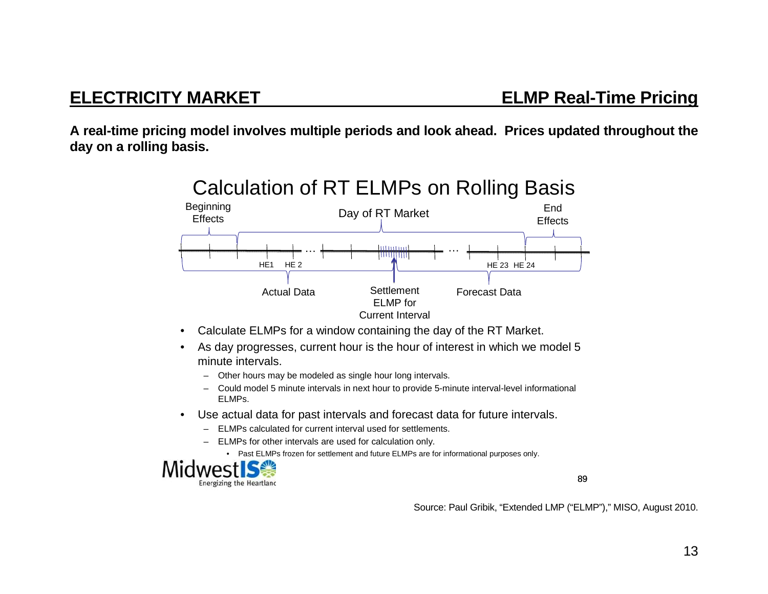## ELECTRICITY MARKET — ELMP Real-Time Pricing

**A real-time pricing model involves multiple periods and look ahead. Prices updated throughout the day on a rolling basis.**

### Calculation of RT ELMPs on Rolling Basis

Beginning Effects — Day of RT Market — End Effects

HE1 HE 2 … … HE 23 HE 24

Actual Data — Settlement ELMP for Current Interval — Forecast Data

- Calculate ELMPs for a window containing the day of the RT Market.
- As day progresses, current hour is the hour of interest in which we model 5 minute intervals.
  - Other hours may be modeled as single hour long intervals.
  - Could model 5 minute intervals in next hour to provide 5-minute interval-level informational ELMPs.
- Use actual data for past intervals and forecast data for future intervals.
  - ELMPs calculated for current interval used for settlements.
  - ELMPs for other intervals are used for calculation only.
    - Past ELMPs frozen for settlement and future ELMPs are for informational purposes only.

MidwestISO — Energizing the Heartland

89

Source: Paul Gribik, "Extended LMP ("ELMP")," MISO, August 2010.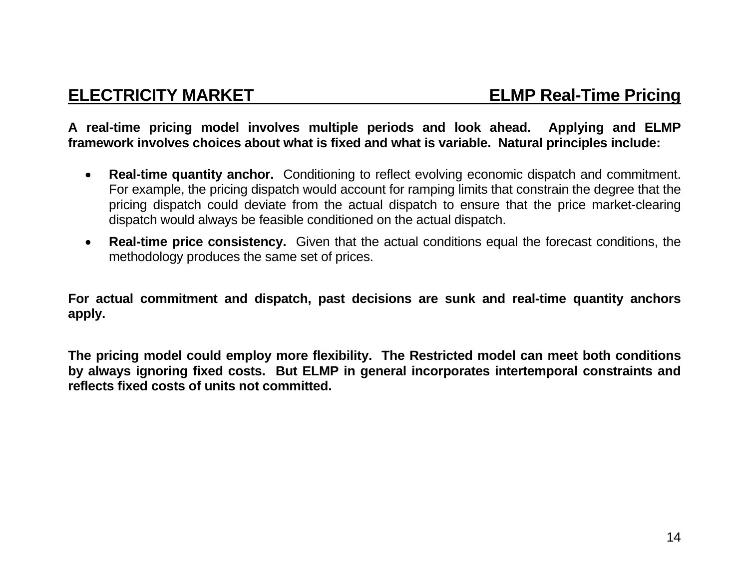## ELECTRICITY MARKET — ELMP Real-Time Pricing

**A real-time pricing model involves multiple periods and look ahead. Applying and ELMP framework involves choices about what is fixed and what is variable. Natural principles include:**

- **Real-time quantity anchor.** Conditioning to reflect evolving economic dispatch and commitment. For example, the pricing dispatch would account for ramping limits that constrain the degree that the pricing dispatch could deviate from the actual dispatch to ensure that the price market-clearing dispatch would always be feasible conditioned on the actual dispatch.
- **Real-time price consistency.** Given that the actual conditions equal the forecast conditions, the methodology produces the same set of prices.

**For actual commitment and dispatch, past decisions are sunk and real-time quantity anchors apply.**

**The pricing model could employ more flexibility. The Restricted model can meet both conditions by always ignoring fixed costs. But ELMP in general incorporates intertemporal constraints and reflects fixed costs of units not committed.**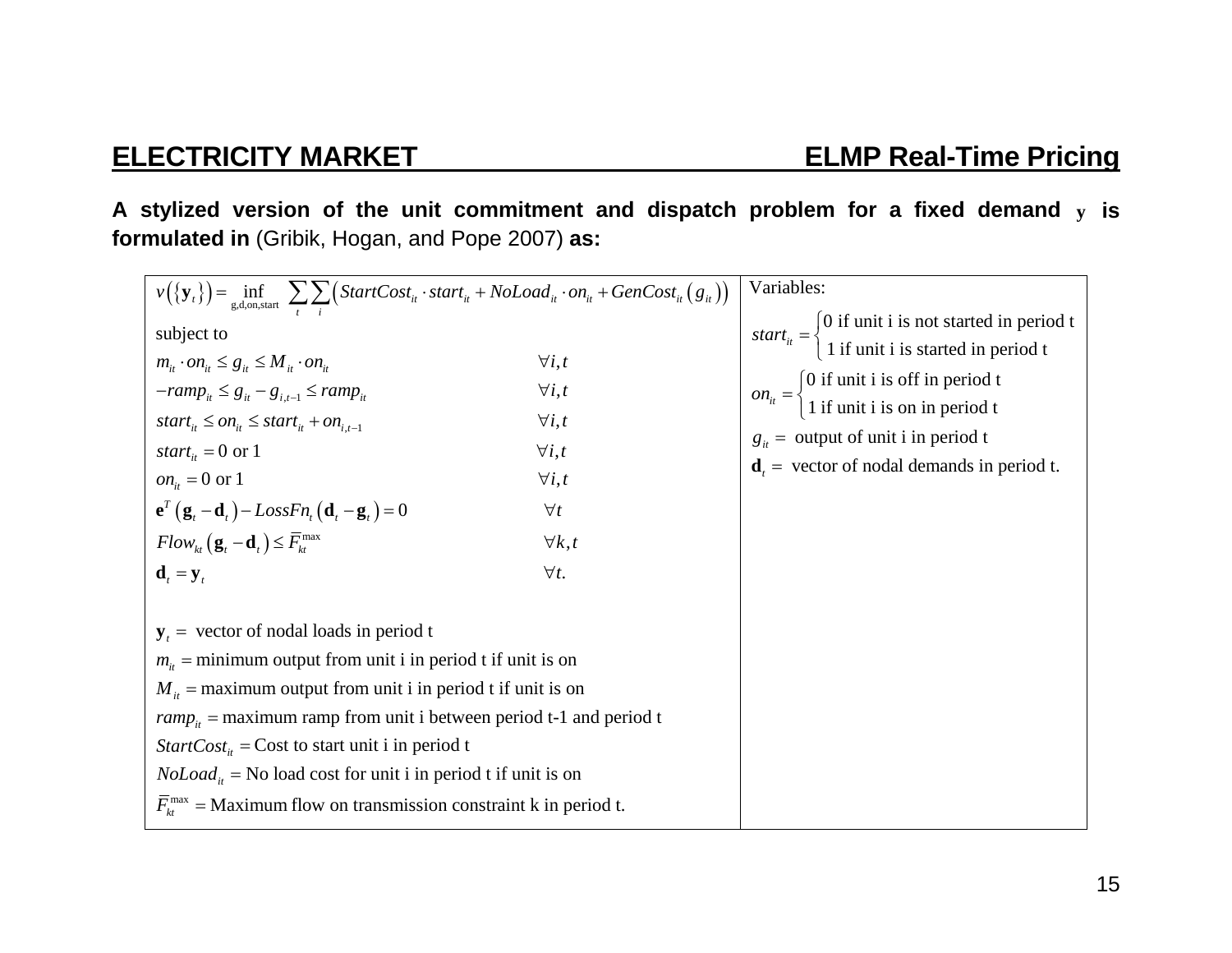## ELECTRICITY MARKET — ELMP Real-Time Pricing

**A stylized version of the unit commitment and dispatch problem for a fixed demand $\mathbf{y}$ is formulated in** (Gribik, Hogan, and Pope 2007) **as:**

$$v\left(\{\mathbf{y}_t\}\right) = \inf_{\text{g,d,on,start}} \sum_t \sum_i \left( StartCost_{it} \cdot start_{it} + NoLoad_{it} \cdot on_{it} + GenCost_{it}\left(g_{it}\right) \right)$$

subject to

$$
\begin{array}{ll}
m_{it} \cdot on_{it} \le g_{it} \le M_{it} \cdot on_{it} & \forall i,t \\
-ramp_{it} \le g_{it} - g_{i,t-1} \le ramp_{it} & \forall i,t \\
start_{it} \le on_{it} \le start_{it} + on_{i,t-1} & \forall i,t \\
start_{it} = 0 \text{ or } 1 & \forall i,t \\
on_{it} = 0 \text{ or } 1 & \forall i,t \\
\mathbf{e}^T\left(\mathbf{g}_t - \mathbf{d}_t\right) - LossFn_t\left(\mathbf{d}_t - \mathbf{g}_t\right) = 0 & \forall t \\
Flow_{kt}\left(\mathbf{g}_t - \mathbf{d}_t\right) \le \bar{F}_{kt}^{\max} & \forall k,t \\
\mathbf{d}_t = \mathbf{y}_t & \forall t.
\end{array}
$$

$\mathbf{y}_t =$ vector of nodal loads in period t

$m_{it} =$ minimum output from unit i in period t if unit is on

$M_{it} =$ maximum output from unit i in period t if unit is on

$ramp_{it} =$ maximum ramp from unit i between period t-1 and period t

$StartCost_{it} =$ Cost to start unit i in period t

$NoLoad_{it} =$ No load cost for unit i in period t if unit is on

$\bar{F}_{kt}^{\max} =$ Maximum flow on transmission constraint k in period t.

Variables:

$$start_{it} = \begin{cases} 0 \text{ if unit i is not started in period t} \\ 1 \text{ if unit i is started in period t} \end{cases}$$

$$on_{it} = \begin{cases} 0 \text{ if unit i is off in period t} \\ 1 \text{ if unit i is on in period t} \end{cases}$$

$g_{it} =$ output of unit i in period t

$\mathbf{d}_t =$ vector of nodal demands in period t.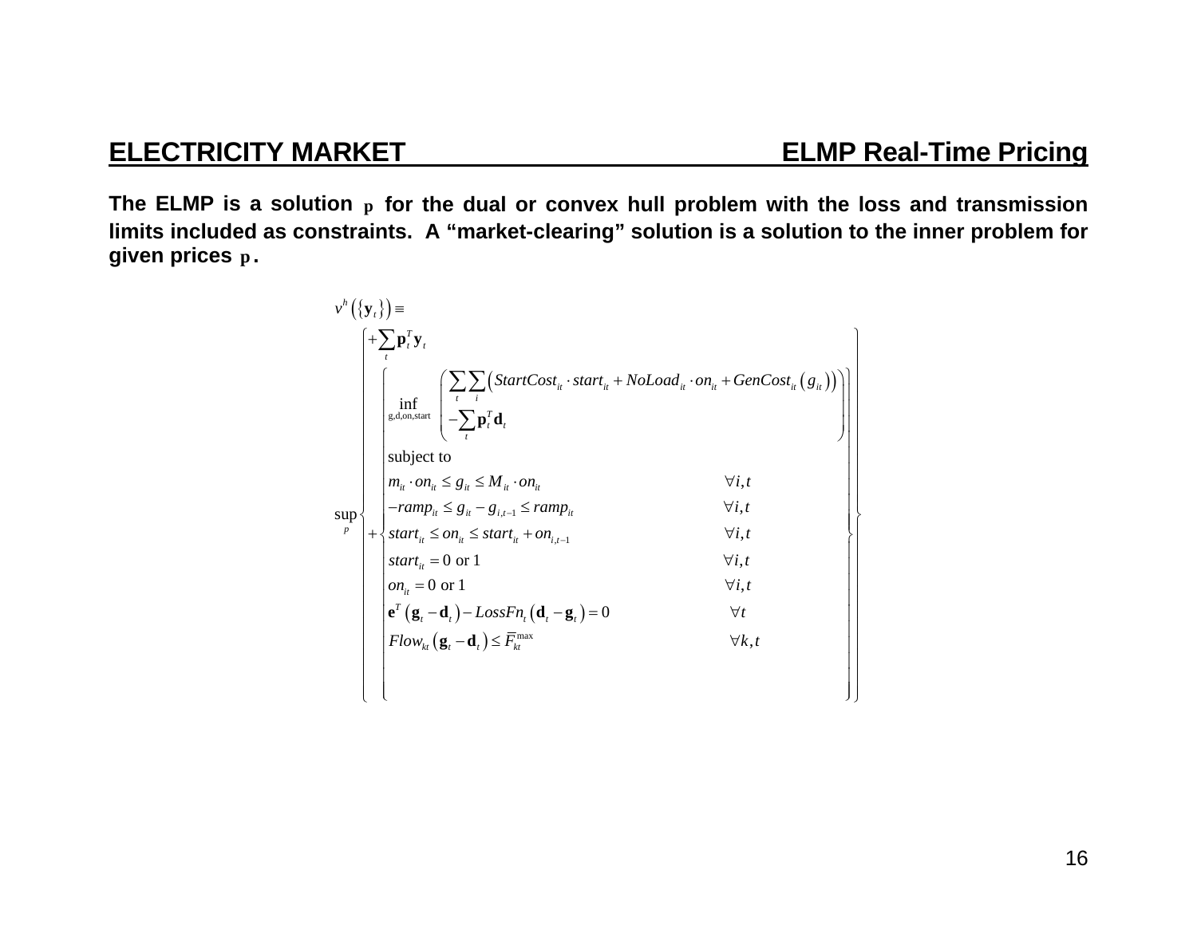## ELECTRICITY MARKET — ELMP Real-Time Pricing

**The ELMP is a solution $\mathbf{p}$ for the dual or convex hull problem with the loss and transmission limits included as constraints. A "market-clearing" solution is a solution to the inner problem for given prices $\mathbf{p}$.**

$$
v^h\left(\{\mathbf{y}_t\}\right) \equiv
$$

$$
\sup_p \left\{
\begin{array}{l}
+\sum_t \mathbf{p}_t^T \mathbf{y}_t \\
+\left\{
\begin{array}{ll}
\inf\limits_{\mathrm{g,d,on,start}} \left(
\begin{array}{l}
\sum_t \sum_i \left( StartCost_{it} \cdot start_{it} + NoLoad_{it} \cdot on_{it} + GenCost_{it}\left(g_{it}\right)\right) \\
-\sum_t \mathbf{p}_t^T \mathbf{d}_t
\end{array}
\right) & \\
\text{subject to} & \\
m_{it} \cdot on_{it} \le g_{it} \le M_{it} \cdot on_{it} & \forall i,t \\
-ramp_{it} \le g_{it} - g_{i,t-1} \le ramp_{it} & \forall i,t \\
start_{it} \le on_{it} \le start_{it} + on_{i,t-1} & \forall i,t \\
start_{it} = 0 \text{ or } 1 & \forall i,t \\
on_{it} = 0 \text{ or } 1 & \forall i,t \\
\mathbf{e}^T\left(\mathbf{g}_t - \mathbf{d}_t\right) - LossFn_t\left(\mathbf{d}_t - \mathbf{g}_t\right) = 0 & \forall t \\
Flow_{kt}\left(\mathbf{g}_t - \mathbf{d}_t\right) \le \overline{F}_{kt}^{\max} & \forall k,t
\end{array}
\right.
\end{array}
\right\}
$$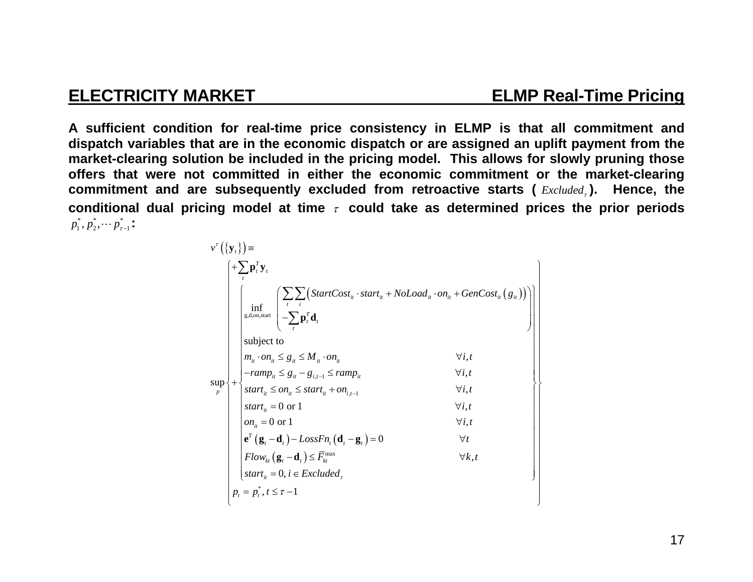## ELECTRICITY MARKET — ELMP Real-Time Pricing

**A sufficient condition for real-time price consistency in ELMP is that all commitment and dispatch variables that are in the economic dispatch or are assigned an uplift payment from the market-clearing solution be included in the pricing model. This allows for slowly pruning those offers that were not committed in either the economic commitment or the market-clearing commitment and are subsequently excluded from retroactive starts ( $Excluded_\tau$ ). Hence, the conditional dual pricing model at time $\tau$ could take as determined prices the prior periods $p_1^*, p_2^*, \cdots p_{\tau-1}^*$ :**

$$
v^\tau\left(\{\mathbf{y}_t\}\right) \equiv
$$

$$
\sup_{p} \left\{
\begin{array}{l}
+\sum_t \mathbf{p}_t^T \mathbf{y}_t \\
+\left\{
\begin{array}{ll}
\inf\limits_{\text{g,d,on,start}} \left( \begin{array}{l} \sum_t \sum_i \left( StartCost_{it} \cdot start_{it} + NoLoad_{it} \cdot on_{it} + GenCost_{it}\left(g_{it}\right)\right) \\ -\sum_t \mathbf{p}_t^T \mathbf{d}_t \end{array} \right) & \\
\text{subject to} & \\
m_{it} \cdot on_{it} \le g_{it} \le M_{it} \cdot on_{it} & \forall i,t \\
-ramp_{it} \le g_{it} - g_{i,t-1} \le ramp_{it} & \forall i,t \\
start_{it} \le on_{it} \le start_{it} + on_{i,t-1} & \forall i,t \\
start_{it} = 0 \text{ or } 1 & \forall i,t \\
on_{it} = 0 \text{ or } 1 & \forall i,t \\
\mathbf{e}^T\left(\mathbf{g}_t - \mathbf{d}_t\right) - LossFn_t\left(\mathbf{d}_t - \mathbf{g}_t\right) = 0 & \forall t \\
Flow_{kt}\left(\mathbf{g}_t - \mathbf{d}_t\right) \le \overline{F}_{kt}^{\max} & \forall k,t \\
start_{it} = 0, i \in Excluded_\tau &
\end{array}
\right. \\
p_t = p_t^*, t \le \tau - 1
\end{array}
\right\}
$$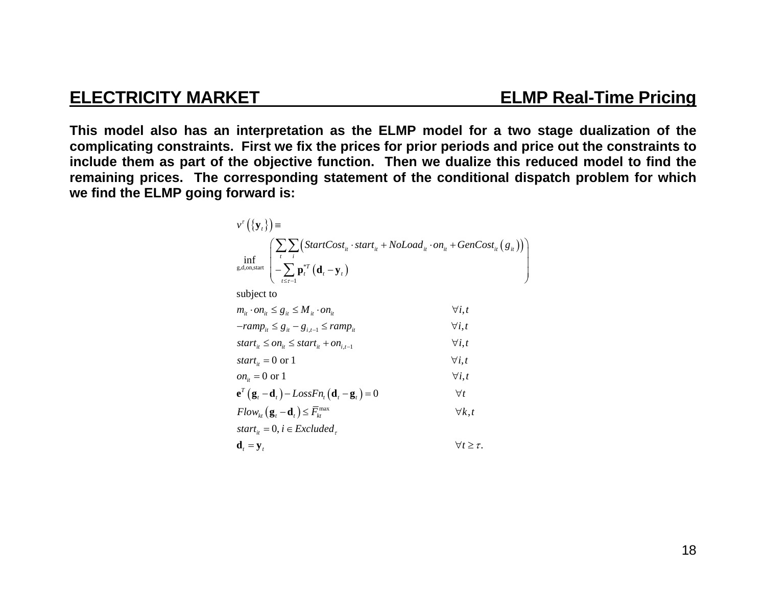## ELECTRICITY MARKET — ELMP Real-Time Pricing

**This model also has an interpretation as the ELMP model for a two stage dualization of the complicating constraints. First we fix the prices for prior periods and price out the constraints to include them as part of the objective function. Then we dualize this reduced model to find the remaining prices. The corresponding statement of the conditional dispatch problem for which we find the ELMP going forward is:**

$$
v^{\tau}\left(\left\{\mathbf{y}_t\right\}\right) \equiv
$$

$$
\inf_{\text{g,d,on,start}} \left( \begin{array}{l} \sum_t \sum_i \left( StartCost_{it} \cdot start_{it} + NoLoad_{it} \cdot on_{it} + GenCost_{it}\left(g_{it}\right)\right) \\ -\sum_{t \le \tau - 1} \mathbf{p}_t^{*T}\left(\mathbf{d}_t - \mathbf{y}_t\right) \end{array} \right)
$$

subject to

$$
\begin{array}{ll}
m_{it} \cdot on_{it} \le g_{it} \le M_{it} \cdot on_{it} & \forall i,t \\
-ramp_{it} \le g_{it} - g_{i,t-1} \le ramp_{it} & \forall i,t \\
start_{it} \le on_{it} \le start_{it} + on_{i,t-1} & \forall i,t \\
start_{it} = 0 \text{ or } 1 & \forall i,t \\
on_{it} = 0 \text{ or } 1 & \forall i,t \\
\mathbf{e}^T\left(\mathbf{g}_t - \mathbf{d}_t\right) - LossFn_t\left(\mathbf{d}_t - \mathbf{g}_t\right) = 0 & \forall t \\
Flow_{kt}\left(\mathbf{g}_t - \mathbf{d}_t\right) \le \overline{F}_{kt}^{\max} & \forall k,t \\
start_{it} = 0, i \in Excluded_{\tau} & \\
\mathbf{d}_t = \mathbf{y}_t & \forall t \ge \tau.
\end{array}
$$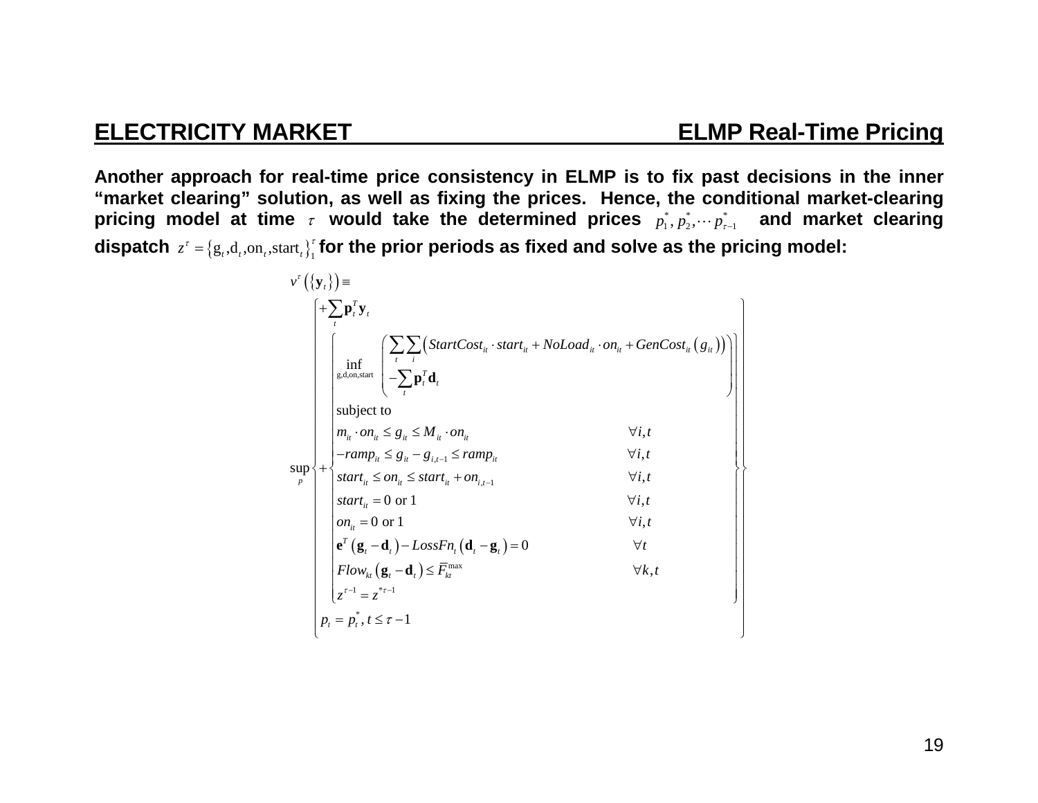## ELECTRICITY MARKET — ELMP Real-Time Pricing

**Another approach for real-time price consistency in ELMP is to fix past decisions in the inner "market clearing" solution, as well as fixing the prices. Hence, the conditional market-clearing pricing model at time $\tau$ would take the determined prices $p_1^*, p_2^*, \cdots p_{\tau-1}^*$ and market clearing dispatch $z^\tau = \left\{ \mathrm{g}_t, \mathrm{d}_t, \mathrm{on}_t, \mathrm{start}_t \right\}_1^\tau$ for the prior periods as fixed and solve as the pricing model:**

$$
v^\tau\left(\{\mathbf{y}_t\}\right) \equiv
\sup_p \left\{
\begin{array}{l}
+\sum_t \mathbf{p}_t^T \mathbf{y}_t \\
+\left\{
\begin{array}{ll}
\inf\limits_{\mathrm{g,d,on,start}} \left( \begin{array}{l} \sum_t \sum_i \left( StartCost_{it} \cdot start_{it} + NoLoad_{it} \cdot on_{it} + GenCost_{it}\left(g_{it}\right)\right) \\ -\sum_t \mathbf{p}_t^T \mathbf{d}_t \end{array} \right) & \\
\text{subject to} & \\
m_{it} \cdot on_{it} \le g_{it} \le M_{it} \cdot on_{it} & \forall i,t \\
-ramp_{it} \le g_{it} - g_{i,t-1} \le ramp_{it} & \forall i,t \\
start_{it} \le on_{it} \le start_{it} + on_{i,t-1} & \forall i,t \\
start_{it} = 0 \text{ or } 1 & \forall i,t \\
on_{it} = 0 \text{ or } 1 & \forall i,t \\
\mathbf{e}^T\left(\mathbf{g}_t - \mathbf{d}_t\right) - LossFn_t\left(\mathbf{d}_t - \mathbf{g}_t\right) = 0 & \forall t \\
Flow_{kt}\left(\mathbf{g}_t - \mathbf{d}_t\right) \le \overline{F}_{kt}^{\max} & \forall k,t \\
z^{\tau-1} = z^{*\tau-1} &
\end{array}
\right\} \\
p_t = p_t^*, \ t \le \tau - 1
\end{array}
\right\}
$$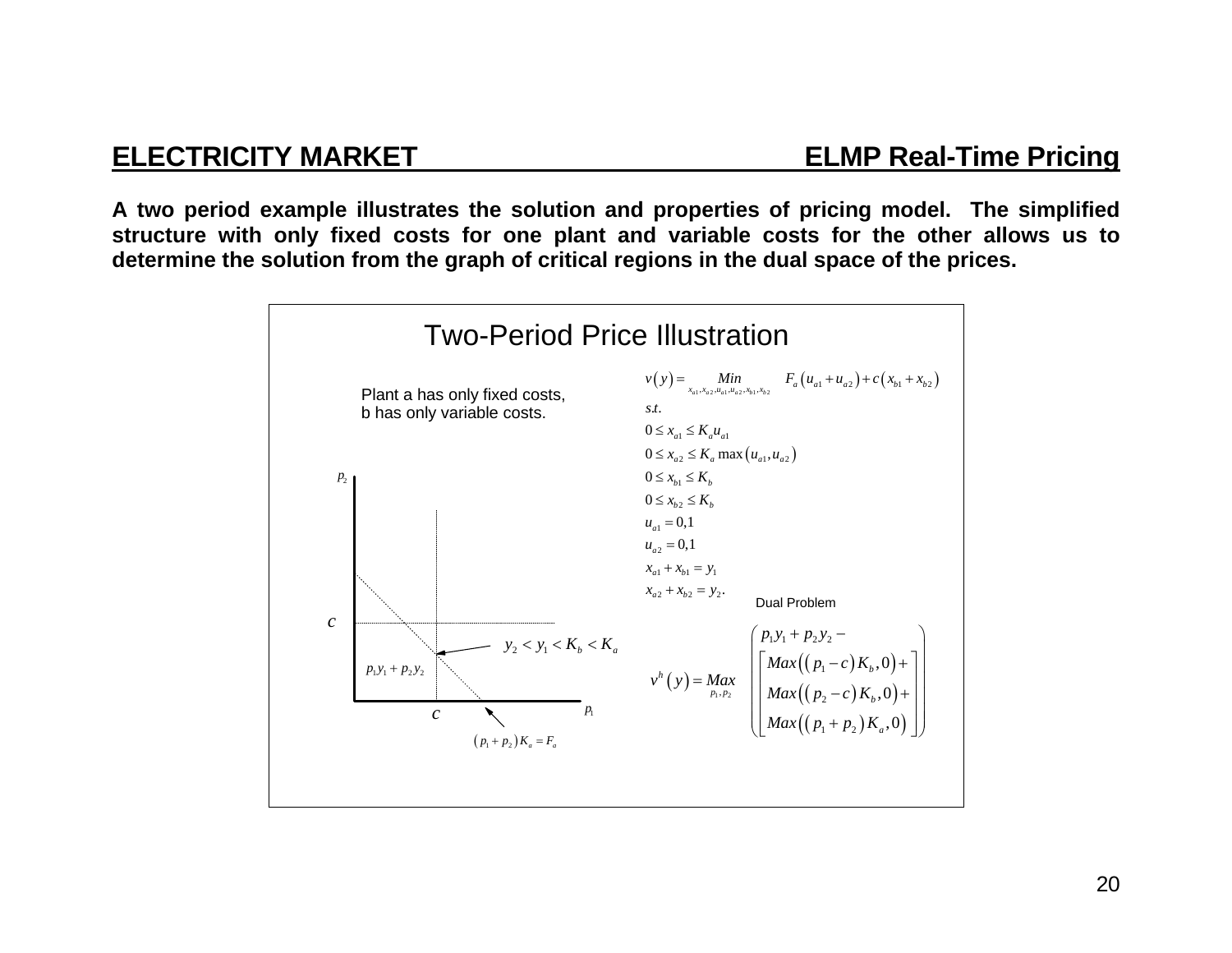**ELECTRICITY MARKET** **ELMP Real-Time Pricing**

**A two period example illustrates the solution and properties of pricing model. The simplified structure with only fixed costs for one plant and variable costs for the other allows us to determine the solution from the graph of critical regions in the dual space of the prices.**

## Two-Period Price Illustration

Plant a has only fixed costs, b has only variable costs.

$$
\begin{aligned}
v(y) = \; & \underset{x_{a1}, x_{a2}, u_{a1}, u_{a2}, x_{b1}, x_{b2}}{Min} \quad F_a\left(u_{a1} + u_{a2}\right) + c\left(x_{b1} + x_{b2}\right) \\
& s.t. \\
& 0 \leq x_{a1} \leq K_a u_{a1} \\
& 0 \leq x_{a2} \leq K_a \max\left(u_{a1}, u_{a2}\right) \\
& 0 \leq x_{b1} \leq K_b \\
& 0 \leq x_{b2} \leq K_b \\
& u_{a1} = 0,1 \\
& u_{a2} = 0,1 \\
& x_{a1} + x_{b1} = y_1 \\
& x_{a2} + x_{b2} = y_2 .
\end{aligned}
$$

Dual Problem

$$
v^h(y) = \underset{p_1, p_2}{Max} \left( \begin{array}{l} p_1 y_1 + p_2 y_2 - \\ \left[ \begin{array}{l} Max\left(\left(p_1 - c\right) K_b, 0\right) + \\ Max\left(\left(p_2 - c\right) K_b, 0\right) + \\ Max\left(\left(p_1 + p_2\right) K_a, 0\right) \end{array} \right] \end{array} \right)
$$

Graph labels: $p_2$, $p_1$, $c$, $c$, $p_1 y_1 + p_2 y_2$, $y_2 < y_1 < K_b < K_a$, $\left(p_1 + p_2\right) K_a = F_a$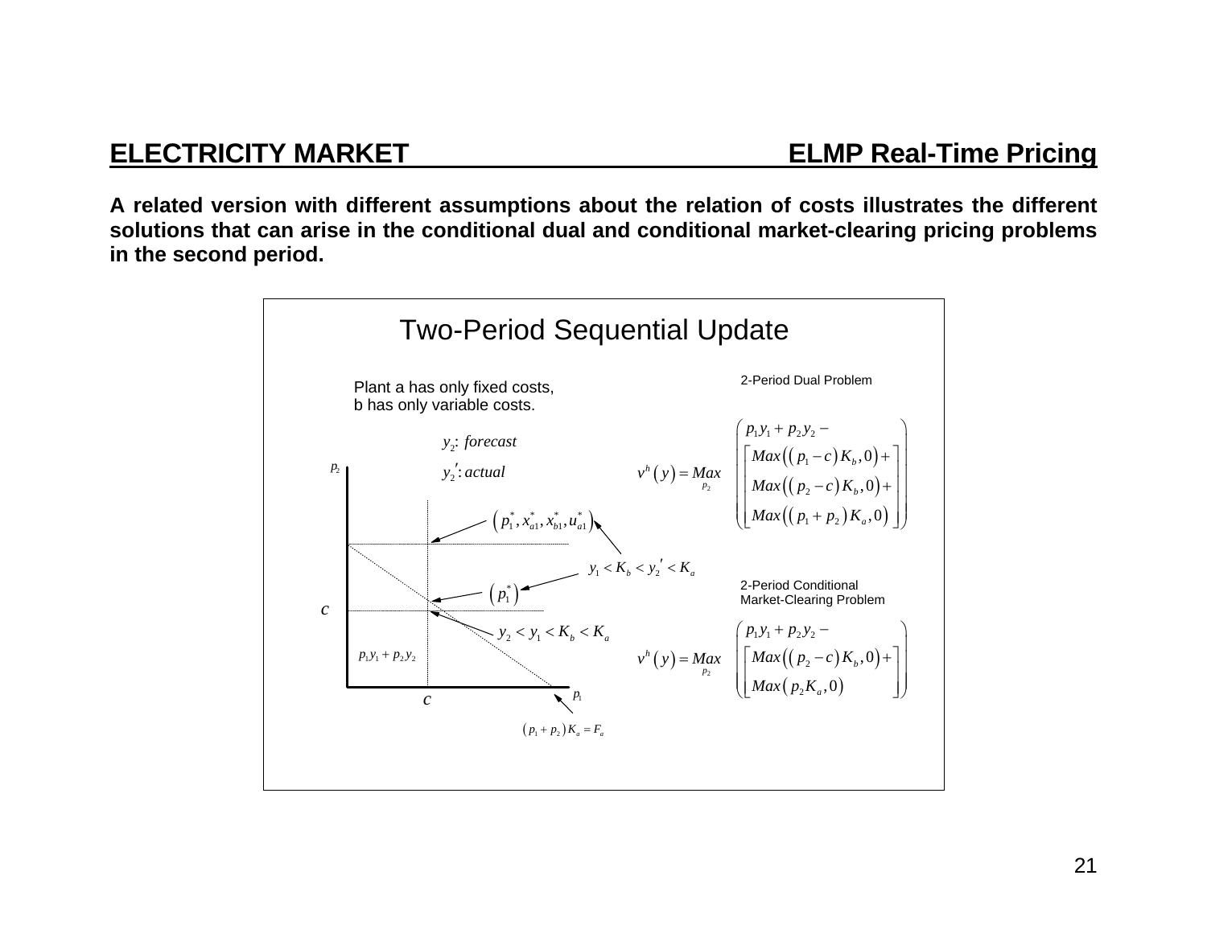## ELECTRICITY MARKET — ELMP Real-Time Pricing

**A related version with different assumptions about the relation of costs illustrates the different solutions that can arise in the conditional dual and conditional market-clearing pricing problems in the second period.**

### Two-Period Sequential Update

Plant a has only fixed costs,
b has only variable costs.

$y_2$: *forecast*

$y_2'$: *actual*

2-Period Dual Problem

$$v^h(y) = \underset{p_2}{Max} \left( \begin{array}{l} p_1 y_1 + p_2 y_2 - \\ \left[ \begin{array}{l} Max\left(\left(p_1 - c\right)K_b, 0\right) + \\ Max\left(\left(p_2 - c\right)K_b, 0\right) + \\ Max\left(\left(p_1 + p_2\right)K_a, 0\right) \end{array} \right] \end{array} \right)$$

2-Period Conditional Market-Clearing Problem

$$v^h(y) = \underset{p_2}{Max} \left( \begin{array}{l} p_1 y_1 + p_2 y_2 - \\ \left[ \begin{array}{l} Max\left(\left(p_2 - c\right)K_b, 0\right) + \\ Max\left(p_2 K_a, 0\right) \end{array} \right] \end{array} \right)$$

Figure labels: $p_2$; $p_1$; $c$; $\left(p_1^*, x_{a1}^*, x_{b1}^*, u_{a1}^*\right)$; $y_1 < K_b < y_2' < K_a$; $\left(p_1^*\right)$; $y_2 < y_1 < K_b < K_a$; $p_1 y_1 + p_2 y_2$; $\left(p_1 + p_2\right)K_a = F_a$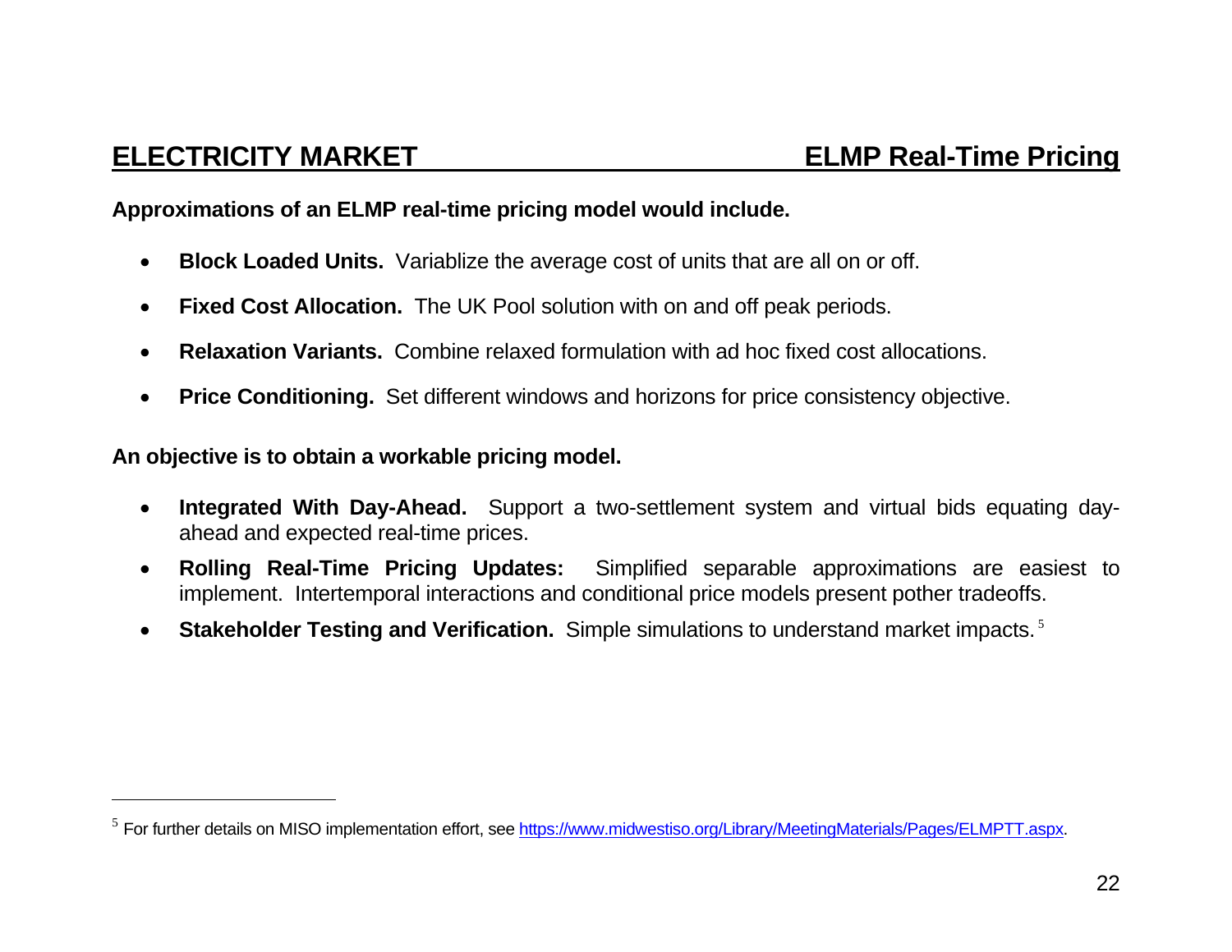## ELECTRICITY MARKET — ELMP Real-Time Pricing

**Approximations of an ELMP real-time pricing model would include.**

- **Block Loaded Units.** Variablize the average cost of units that are all on or off.
- **Fixed Cost Allocation.** The UK Pool solution with on and off peak periods.
- **Relaxation Variants.** Combine relaxed formulation with ad hoc fixed cost allocations.
- **Price Conditioning.** Set different windows and horizons for price consistency objective.

**An objective is to obtain a workable pricing model.**

- **Integrated With Day-Ahead.** Support a two-settlement system and virtual bids equating day-ahead and expected real-time prices.
- **Rolling Real-Time Pricing Updates:** Simplified separable approximations are easiest to implement. Intertemporal interactions and conditional price models present pother tradeoffs.
- **Stakeholder Testing and Verification.** Simple simulations to understand market impacts.[5]

---

[5] For further details on MISO implementation effort, see https://www.midwestiso.org/Library/MeetingMaterials/Pages/ELMPTT.aspx.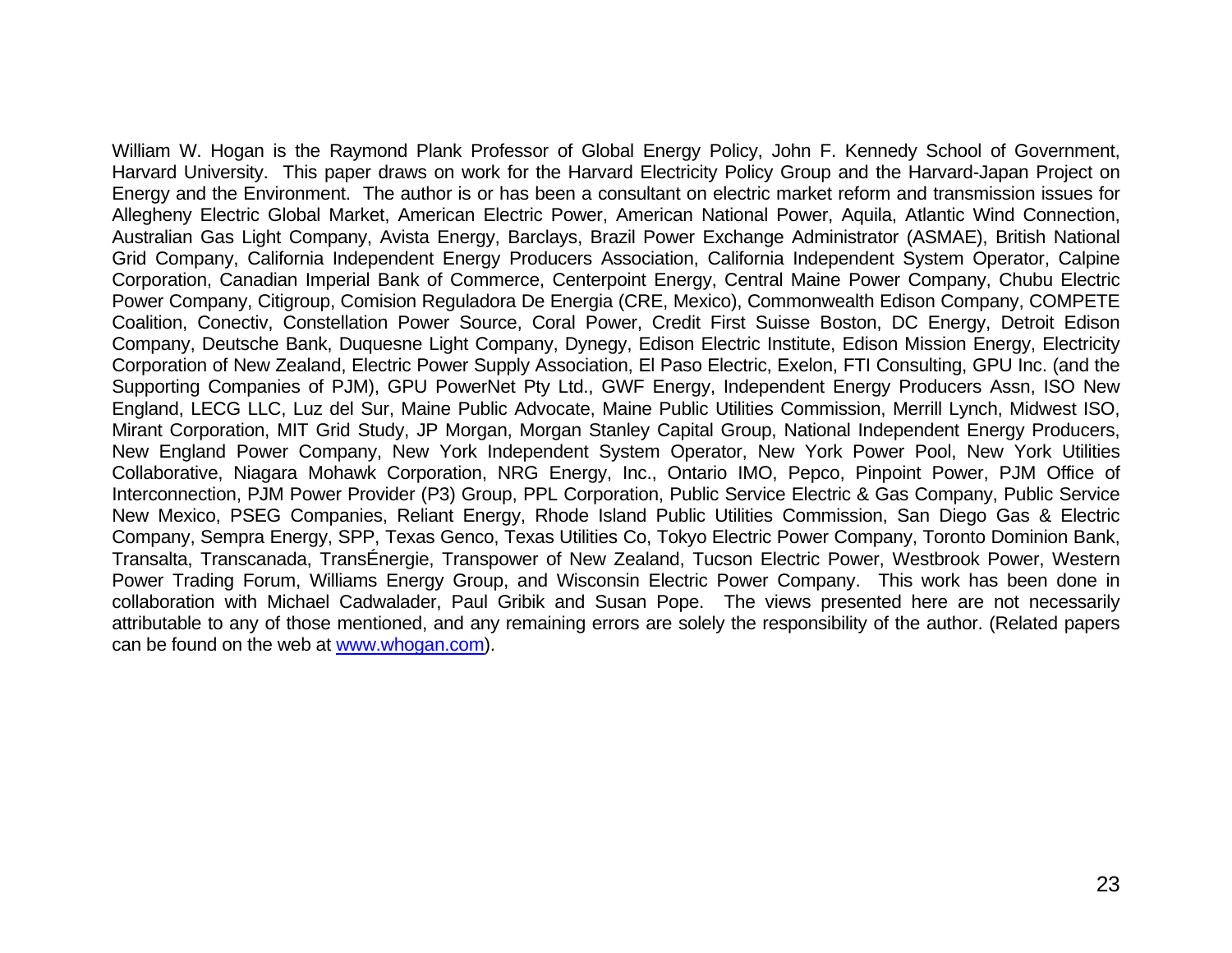William W. Hogan is the Raymond Plank Professor of Global Energy Policy, John F. Kennedy School of Government, Harvard University. This paper draws on work for the Harvard Electricity Policy Group and the Harvard-Japan Project on Energy and the Environment. The author is or has been a consultant on electric market reform and transmission issues for Allegheny Electric Global Market, American Electric Power, American National Power, Aquila, Atlantic Wind Connection, Australian Gas Light Company, Avista Energy, Barclays, Brazil Power Exchange Administrator (ASMAE), British National Grid Company, California Independent Energy Producers Association, California Independent System Operator, Calpine Corporation, Canadian Imperial Bank of Commerce, Centerpoint Energy, Central Maine Power Company, Chubu Electric Power Company, Citigroup, Comision Reguladora De Energia (CRE, Mexico), Commonwealth Edison Company, COMPETE Coalition, Conectiv, Constellation Power Source, Coral Power, Credit First Suisse Boston, DC Energy, Detroit Edison Company, Deutsche Bank, Duquesne Light Company, Dynegy, Edison Electric Institute, Edison Mission Energy, Electricity Corporation of New Zealand, Electric Power Supply Association, El Paso Electric, Exelon, FTI Consulting, GPU Inc. (and the Supporting Companies of PJM), GPU PowerNet Pty Ltd., GWF Energy, Independent Energy Producers Assn, ISO New England, LECG LLC, Luz del Sur, Maine Public Advocate, Maine Public Utilities Commission, Merrill Lynch, Midwest ISO, Mirant Corporation, MIT Grid Study, JP Morgan, Morgan Stanley Capital Group, National Independent Energy Producers, New England Power Company, New York Independent System Operator, New York Power Pool, New York Utilities Collaborative, Niagara Mohawk Corporation, NRG Energy, Inc., Ontario IMO, Pepco, Pinpoint Power, PJM Office of Interconnection, PJM Power Provider (P3) Group, PPL Corporation, Public Service Electric & Gas Company, Public Service New Mexico, PSEG Companies, Reliant Energy, Rhode Island Public Utilities Commission, San Diego Gas & Electric Company, Sempra Energy, SPP, Texas Genco, Texas Utilities Co, Tokyo Electric Power Company, Toronto Dominion Bank, Transalta, Transcanada, TransÉnergie, Transpower of New Zealand, Tucson Electric Power, Westbrook Power, Western Power Trading Forum, Williams Energy Group, and Wisconsin Electric Power Company. This work has been done in collaboration with Michael Cadwalader, Paul Gribik and Susan Pope. The views presented here are not necessarily attributable to any of those mentioned, and any remaining errors are solely the responsibility of the author. (Related papers can be found on the web at www.whogan.com).